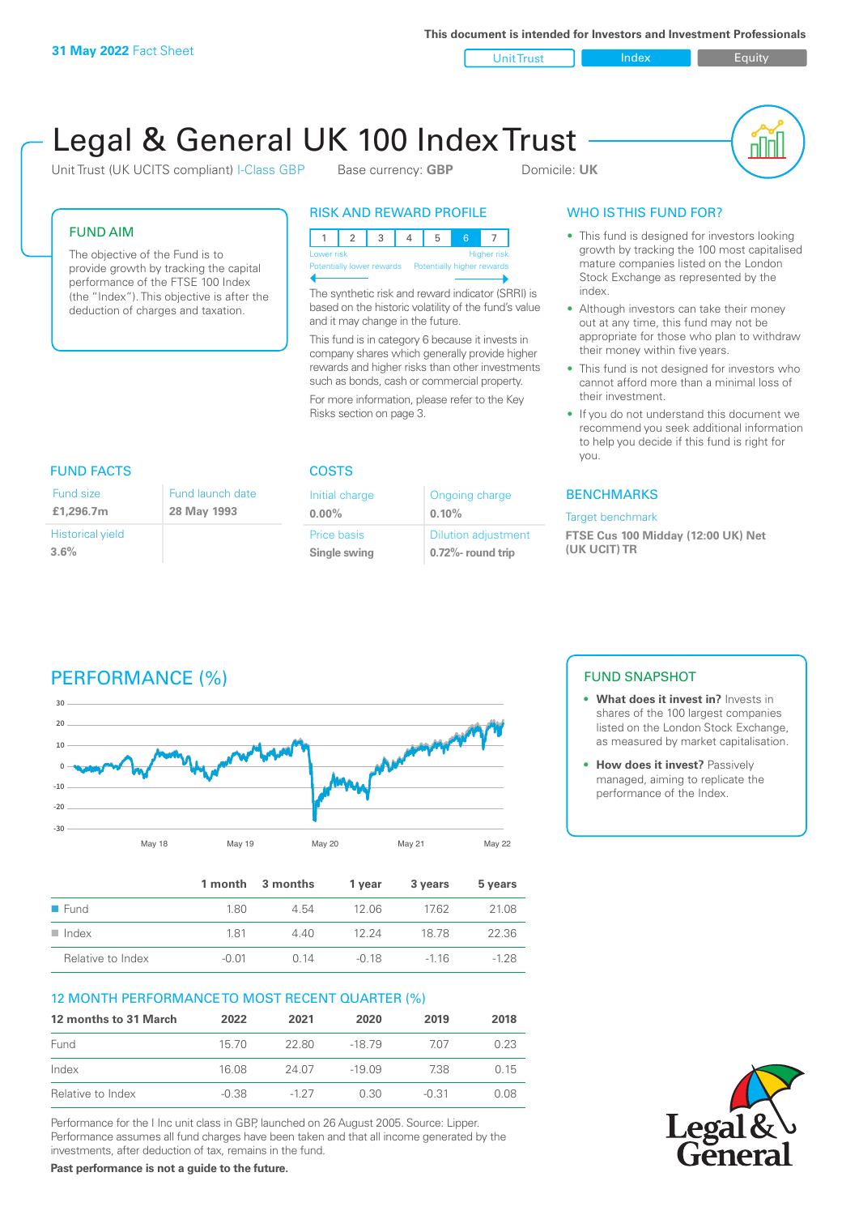**31 May 2022** Fact Sheet

This document is intended for Investors and Investment Professionals

Unit Trust | Index | Equity

# Legal & General UK 100 Index Trust

Unit Trust (UK UCITS compliant) I-Class GBP    Base currency: **GBP**    Domicile: **UK**

## FUND AIM

The objective of the Fund is to provide growth by tracking the capital performance of the FTSE 100 Index (the "Index"). This objective is after the deduction of charges and taxation.

## RISK AND REWARD PROFILE

| 1 | 2 | 3 | 4 | 5 | 6 | 7 |
|---|---|---|---|---|---|---|

Lower risk — Potentially lower rewards | Higher risk — Potentially higher rewards

The synthetic risk and reward indicator (SRRI) is based on the historic volatility of the fund's value and it may change in the future.

This fund is in category 6 because it invests in company shares which generally provide higher rewards and higher risks than other investments such as bonds, cash or commercial property.

For more information, please refer to the Key Risks section on page 3.

## WHO IS THIS FUND FOR?

- This fund is designed for investors looking growth by tracking the 100 most capitalised mature companies listed on the London Stock Exchange as represented by the index.
- Although investors can take their money out at any time, this fund may not be appropriate for those who plan to withdraw their money within five years.
- This fund is not designed for investors who cannot afford more than a minimal loss of their investment.
- If you do not understand this document we recommend you seek additional information to help you decide if this fund is right for you.

## FUND FACTS

| Fund size | Fund launch date |
|---|---|
| **£1,296.7m** | **28 May 1993** |
| **Historical yield** | |
| **3.6%** | |

## COSTS

| Initial charge | Ongoing charge |
|---|---|
| **0.00%** | **0.10%** |
| **Price basis** | **Dilution adjustment** |
| **Single swing** | **0.72%- round trip** |

## BENCHMARKS

Target benchmark

**FTSE Cus 100 Midday (12:00 UK) Net (UK UCIT) TR**

## PERFORMANCE (%)

|  | 1 month | 3 months | 1 year | 3 years | 5 years |
|---|---|---|---|---|---|
| Fund | 1.80 | 4.54 | 12.06 | 17.62 | 21.08 |
| Index | 1.81 | 4.40 | 12.24 | 18.78 | 22.36 |
| Relative to Index | -0.01 | 0.14 | -0.18 | -1.16 | -1.28 |

## 12 MONTH PERFORMANCE TO MOST RECENT QUARTER (%)

| 12 months to 31 March | 2022 | 2021 | 2020 | 2019 | 2018 |
|---|---|---|---|---|---|
| Fund | 15.70 | 22.80 | -18.79 | 7.07 | 0.23 |
| Index | 16.08 | 24.07 | -19.09 | 7.38 | 0.15 |
| Relative to Index | -0.38 | -1.27 | 0.30 | -0.31 | 0.08 |

Performance for the I Inc unit class in GBP, launched on 26 August 2005. Source: Lipper. Performance assumes all fund charges have been taken and that all income generated by the investments, after deduction of tax, remains in the fund.

**Past performance is not a guide to the future.**

## FUND SNAPSHOT

- **What does it invest in?** Invests in shares of the 100 largest companies listed on the London Stock Exchange, as measured by market capitalisation.
- **How does it invest?** Passively managed, aiming to replicate the performance of the Index.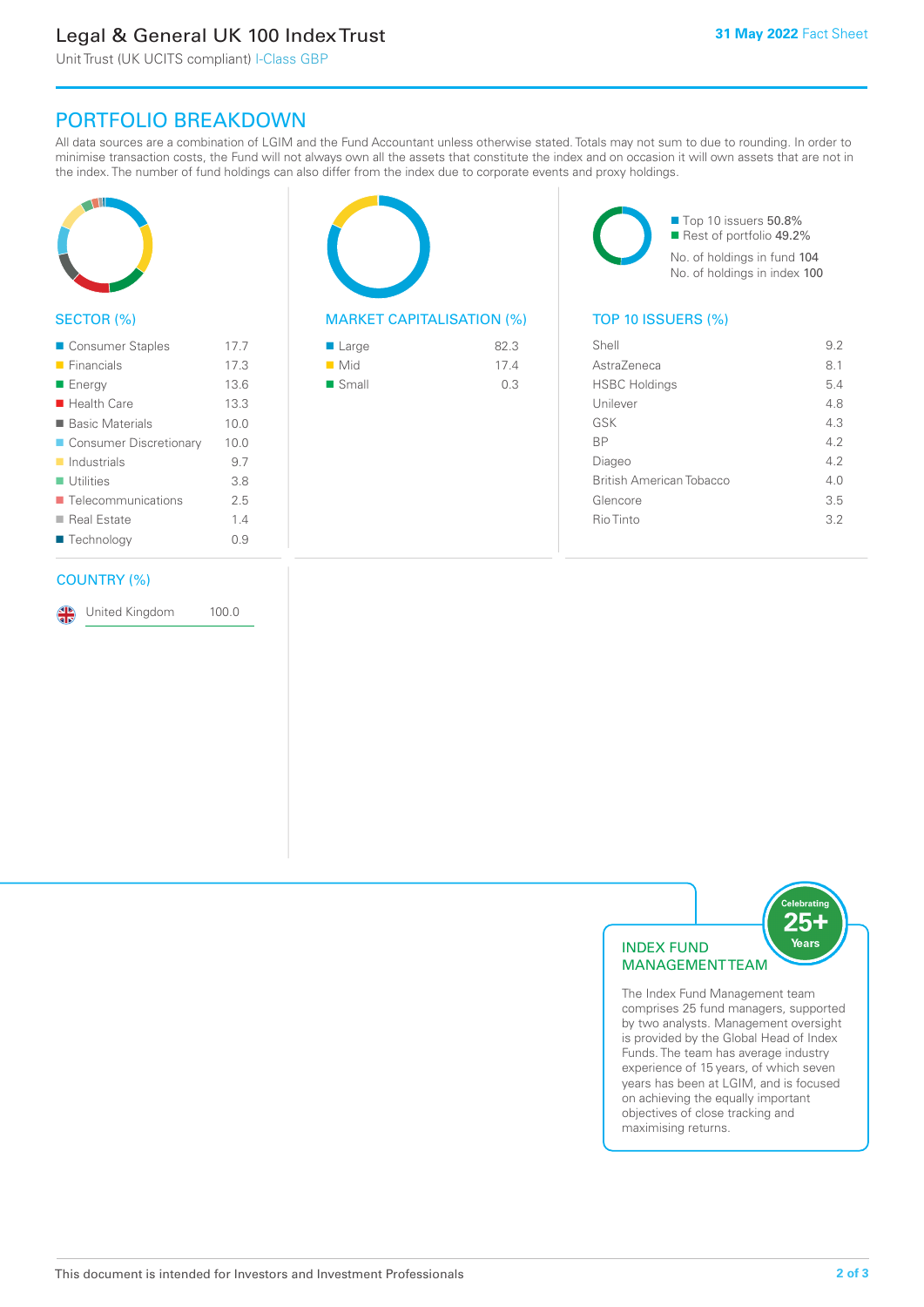# Legal & General UK 100 Index Trust

Unit Trust (UK UCITS compliant) I-Class GBP

**31 May 2022** Fact Sheet

## PORTFOLIO BREAKDOWN

All data sources are a combination of LGIM and the Fund Accountant unless otherwise stated. Totals may not sum to due to rounding. In order to minimise transaction costs, the Fund will not always own all the assets that constitute the index and on occasion it will own assets that are not in the index. The number of fund holdings can also differ from the index due to corporate events and proxy holdings.

### SECTOR (%)

| Sector | % |
|---|---|
| Consumer Staples | 17.7 |
| Financials | 17.3 |
| Energy | 13.6 |
| Health Care | 13.3 |
| Basic Materials | 10.0 |
| Consumer Discretionary | 10.0 |
| Industrials | 9.7 |
| Utilities | 3.8 |
| Telecommunications | 2.5 |
| Real Estate | 1.4 |
| Technology | 0.9 |

### MARKET CAPITALISATION (%)

| Market Cap | % |
|---|---|
| Large | 82.3 |
| Mid | 17.4 |
| Small | 0.3 |

Top 10 issuers 50.8%
Rest of portfolio 49.2%
No. of holdings in fund 104
No. of holdings in index 100

### TOP 10 ISSUERS (%)

| Issuer | % |
|---|---|
| Shell | 9.2 |
| AstraZeneca | 8.1 |
| HSBC Holdings | 5.4 |
| Unilever | 4.8 |
| GSK | 4.3 |
| BP | 4.2 |
| Diageo | 4.2 |
| British American Tobacco | 4.0 |
| Glencore | 3.5 |
| Rio Tinto | 3.2 |

### COUNTRY (%)

| Country | % |
|---|---|
| United Kingdom | 100.0 |

### INDEX FUND MANAGEMENT TEAM

Celebrating 25+ Years

The Index Fund Management team comprises 25 fund managers, supported by two analysts. Management oversight is provided by the Global Head of Index Funds. The team has average industry experience of 15 years, of which seven years has been at LGIM, and is focused on achieving the equally important objectives of close tracking and maximising returns.

This document is intended for Investors and Investment Professionals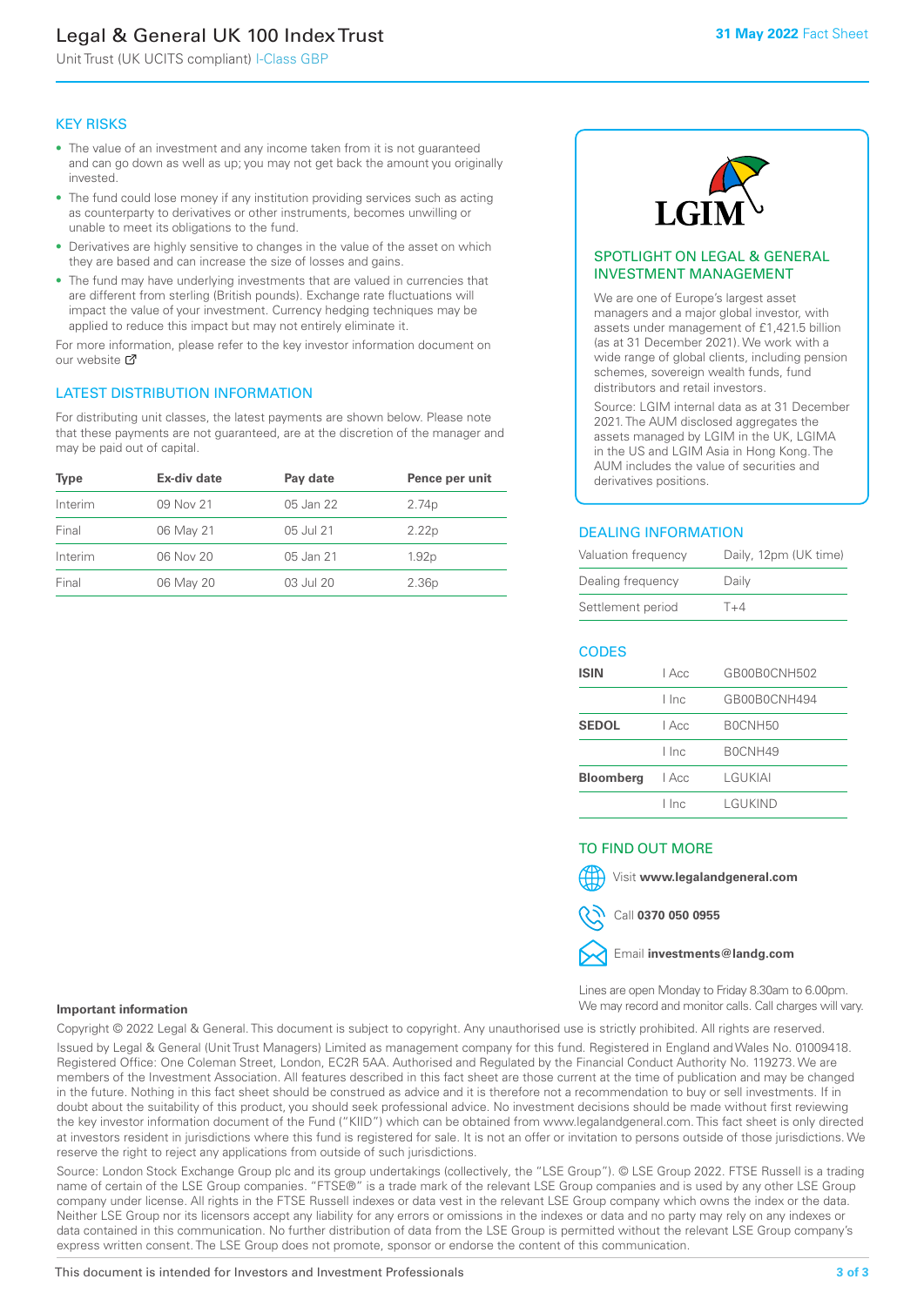# Legal & General UK 100 Index Trust

Unit Trust (UK UCITS compliant) I-Class GBP

**31 May 2022** Fact Sheet

## KEY RISKS

- The value of an investment and any income taken from it is not guaranteed and can go down as well as up; you may not get back the amount you originally invested.
- The fund could lose money if any institution providing services such as acting as counterparty to derivatives or other instruments, becomes unwilling or unable to meet its obligations to the fund.
- Derivatives are highly sensitive to changes in the value of the asset on which they are based and can increase the size of losses and gains.
- The fund may have underlying investments that are valued in currencies that are different from sterling (British pounds). Exchange rate fluctuations will impact the value of your investment. Currency hedging techniques may be applied to reduce this impact but may not entirely eliminate it.

For more information, please refer to the key investor information document on our website

## LATEST DISTRIBUTION INFORMATION

For distributing unit classes, the latest payments are shown below. Please note that these payments are not guaranteed, are at the discretion of the manager and may be paid out of capital.

| Type | Ex-div date | Pay date | Pence per unit |
|---|---|---|---|
| Interim | 09 Nov 21 | 05 Jan 22 | 2.74p |
| Final | 06 May 21 | 05 Jul 21 | 2.22p |
| Interim | 06 Nov 20 | 05 Jan 21 | 1.92p |
| Final | 06 May 20 | 03 Jul 20 | 2.36p |

## SPOTLIGHT ON LEGAL & GENERAL INVESTMENT MANAGEMENT

We are one of Europe's largest asset managers and a major global investor, with assets under management of £1,421.5 billion (as at 31 December 2021). We work with a wide range of global clients, including pension schemes, sovereign wealth funds, fund distributors and retail investors.

Source: LGIM internal data as at 31 December 2021. The AUM disclosed aggregates the assets managed by LGIM in the UK, LGIMA in the US and LGIM Asia in Hong Kong. The AUM includes the value of securities and derivatives positions.

## DEALING INFORMATION

| | |
|---|---|
| Valuation frequency | Daily, 12pm (UK time) |
| Dealing frequency | Daily |
| Settlement period | T+4 |

## CODES

| | | |
|---|---|---|
| **ISIN** | I Acc | GB00B0CNH502 |
| | I Inc | GB00B0CNH494 |
| **SEDOL** | I Acc | B0CNH50 |
| | I Inc | B0CNH49 |
| **Bloomberg** | I Acc | LGUKIAI |
| | I Inc | LGUKIND |

## TO FIND OUT MORE

Visit **www.legalandgeneral.com**

Call **0370 050 0955**

Email **investments@landg.com**

Lines are open Monday to Friday 8.30am to 6.00pm. We may record and monitor calls. Call charges will vary.

**Important information**

Copyright © 2022 Legal & General. This document is subject to copyright. Any unauthorised use is strictly prohibited. All rights are reserved.

Issued by Legal & General (Unit Trust Managers) Limited as management company for this fund. Registered in England and Wales No. 01009418. Registered Office: One Coleman Street, London, EC2R 5AA. Authorised and Regulated by the Financial Conduct Authority No. 119273. We are members of the Investment Association. All features described in this fact sheet are those current at the time of publication and may be changed in the future. Nothing in this fact sheet should be construed as advice and it is therefore not a recommendation to buy or sell investments. If in doubt about the suitability of this product, you should seek professional advice. No investment decisions should be made without first reviewing the key investor information document of the Fund ("KIID") which can be obtained from www.legalandgeneral.com. This fact sheet is only directed at investors resident in jurisdictions where this fund is registered for sale. It is not an offer or invitation to persons outside of those jurisdictions. We reserve the right to reject any applications from outside of such jurisdictions.

Source: London Stock Exchange Group plc and its group undertakings (collectively, the "LSE Group"). © LSE Group 2022. FTSE Russell is a trading name of certain of the LSE Group companies. "FTSE®" is a trade mark of the relevant LSE Group companies and is used by any other LSE Group company under license. All rights in the FTSE Russell indexes or data vest in the relevant LSE Group company which owns the index or the data. Neither LSE Group nor its licensors accept any liability for any errors or omissions in the indexes or data and no party may rely on any indexes or data contained in this communication. No further distribution of data from the LSE Group is permitted without the relevant LSE Group company's express written consent. The LSE Group does not promote, sponsor or endorse the content of this communication.

This document is intended for Investors and Investment Professionals